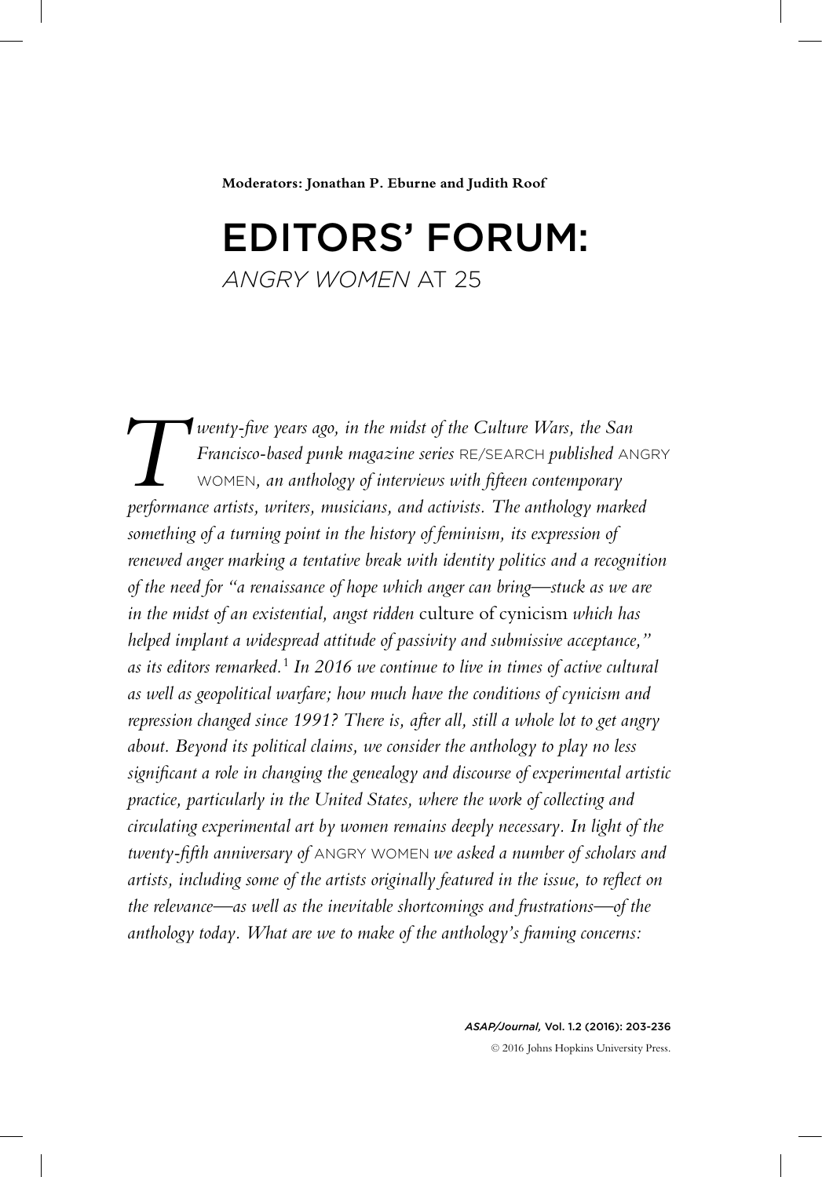**Moderators: Jonathan P. Eburne and Judith Roof**

# EDITORS' FORUM:

## *ANGRY WOMEN* AT 25

*Twenty-five years ago, in the midst of the Culture Wars, the San Francisco-based punk magazine series* RE/SEARCH *published* ANGRY WOMEN*, an anthology of interviews with fifteen contemporary performance artists, writers, musicians, and activists. The anthology marked something of a turning point in the history of feminism, its expression of renewed anger marking a tentative break with identity politics and a recognition of the need for "a renaissance of hope which anger can bring—stuck as we are in the midst of an existential, angst ridden* culture of cynicism *which has helped implant a widespread attitude of passivity and submissive acceptance," as its editors remarked.*[1] *In 2016 we continue to live in times of active cultural as well as geopolitical warfare; how much have the conditions of cynicism and repression changed since 1991? There is, after all, still a whole lot to get angry about. Beyond its political claims, we consider the anthology to play no less significant a role in changing the genealogy and discourse of experimental artistic practice, particularly in the United States, where the work of collecting and circulating experimental art by women remains deeply necessary. In light of the twenty-fifth anniversary of* ANGRY WOMEN *we asked a number of scholars and artists, including some of the artists originally featured in the issue, to reflect on the relevance—as well as the inevitable shortcomings and frustrations—of the anthology today. What are we to make of the anthology's framing concerns:*

© 2016 Johns Hopkins University Press.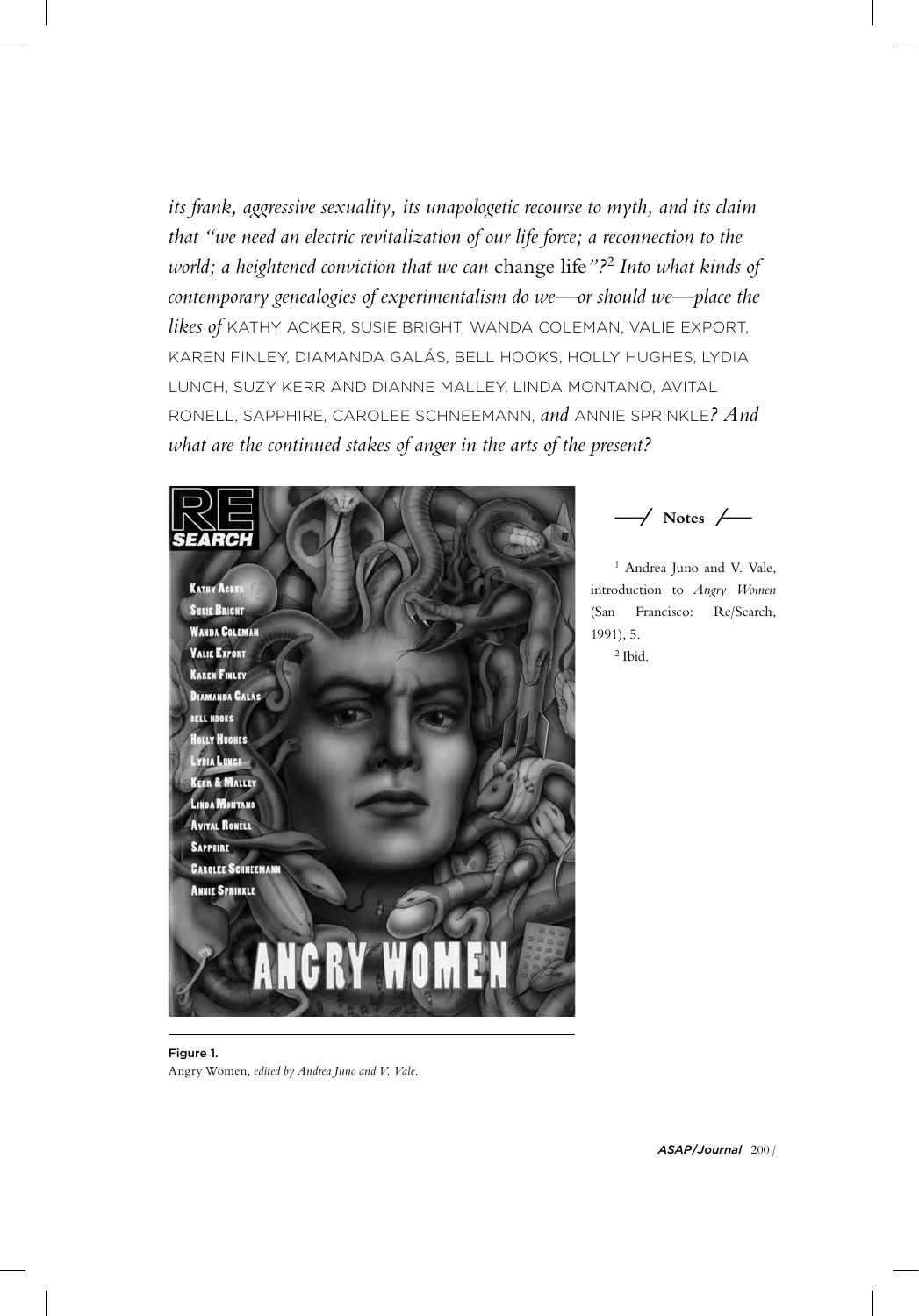*its frank, aggressive sexuality, its unapologetic recourse to myth, and its claim that "we need an electric revitalization of our life force; a reconnection to the world; a heightened conviction that we can* change life*"?*[2] *Into what kinds of contemporary genealogies of experimentalism do we—or should we—place the likes of* KATHY ACKER, SUSIE BRIGHT, WANDA COLEMAN, VALIE EXPORT, KAREN FINLEY, DIAMANDA GALÁS, BELL HOOKS, HOLLY HUGHES, LYDIA LUNCH, SUZY KERR AND DIANNE MALLEY, LINDA MONTANO, AVITAL RONELL, SAPPHIRE, CAROLEE SCHNEEMANN, *and* ANNIE SPRINKLE*? And what are the continued stakes of anger in the arts of the present?*

**Figure 1.**
Angry Women*, edited by Andrea Juno and V. Vale.*

**Notes**

[1] Andrea Juno and V. Vale, introduction to *Angry Women* (San Francisco: Re/Search, 1991), 5.

[2] Ibid.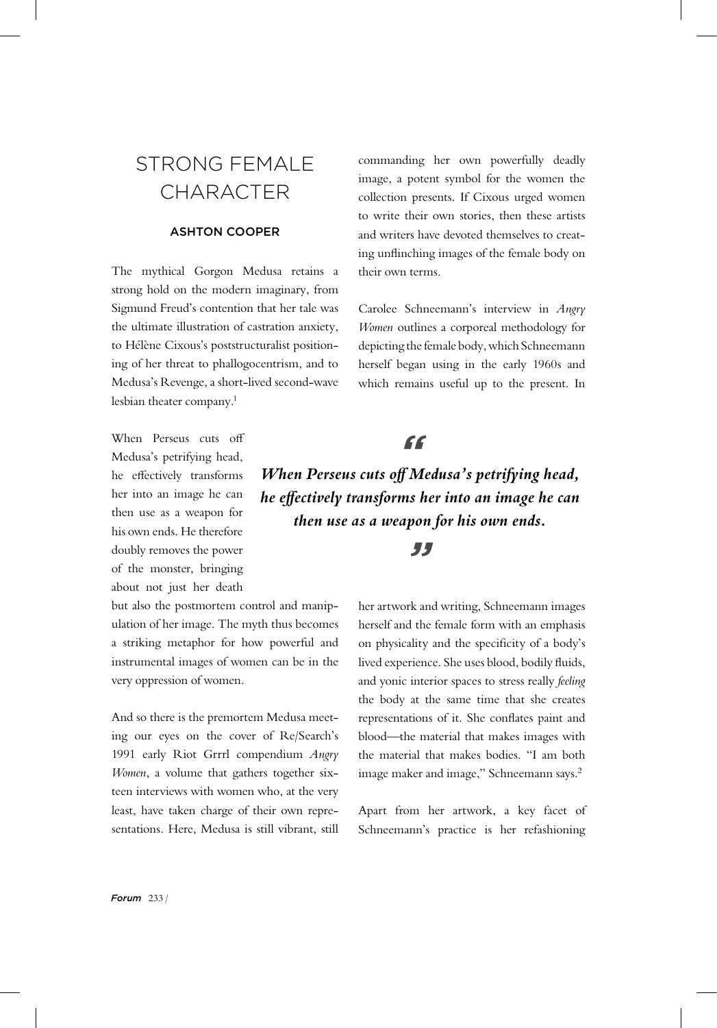# STRONG FEMALE CHARACTER

### ASHTON COOPER

The mythical Gorgon Medusa retains a strong hold on the modern imaginary, from Sigmund Freud's contention that her tale was the ultimate illustration of castration anxiety, to Hélène Cixous's poststructuralist positioning of her threat to phallogocentrism, and to Medusa's Revenge, a short-lived second-wave lesbian theater company.[1]

When Perseus cuts off Medusa's petrifying head, he effectively transforms her into an image he can then use as a weapon for his own ends. He therefore doubly removes the power of the monster, bringing about not just her death but also the postmortem control and manipulation of her image. The myth thus becomes a striking metaphor for how powerful and instrumental images of women can be in the very oppression of women.

> ***When Perseus cuts off Medusa's petrifying head, he effectively transforms her into an image he can then use as a weapon for his own ends.***

And so there is the premortem Medusa meeting our eyes on the cover of Re/Search's 1991 early Riot Grrrl compendium *Angry Women*, a volume that gathers together sixteen interviews with women who, at the very least, have taken charge of their own representations. Here, Medusa is still vibrant, still commanding her own powerfully deadly image, a potent symbol for the women the collection presents. If Cixous urged women to write their own stories, then these artists and writers have devoted themselves to creating unflinching images of the female body on their own terms.

Carolee Schneemann's interview in *Angry Women* outlines a corporeal methodology for depicting the female body, which Schneemann herself began using in the early 1960s and which remains useful up to the present. In her artwork and writing, Schneemann images herself and the female form with an emphasis on physicality and the specificity of a body's lived experience. She uses blood, bodily fluids, and yonic interior spaces to stress really *feeling* the body at the same time that she creates representations of it. She conflates paint and blood—the material that makes images with the material that makes bodies. "I am both image maker and image," Schneemann says.[2]

Apart from her artwork, a key facet of Schneemann's practice is her refashioning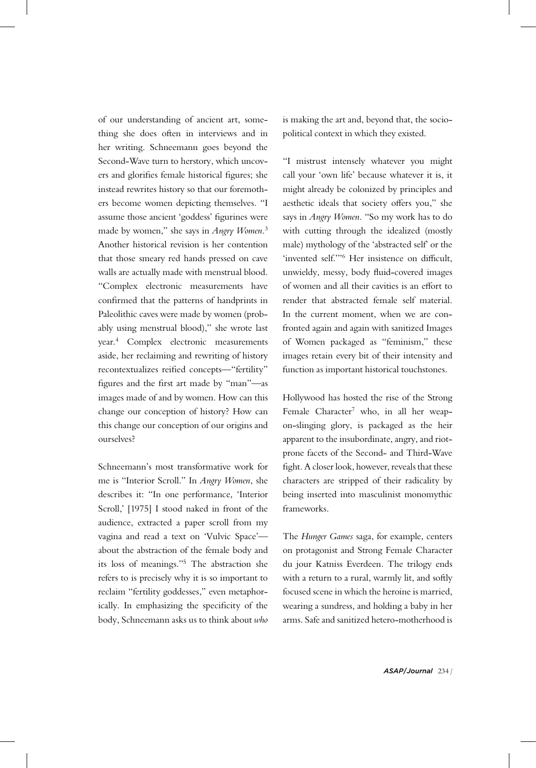of our understanding of ancient art, something she does often in interviews and in her writing. Schneemann goes beyond the Second-Wave turn to herstory, which uncovers and glorifies female historical figures; she instead rewrites history so that our foremothers become women depicting themselves. "I assume those ancient 'goddess' figurines were made by women," she says in *Angry Women*.[3] Another historical revision is her contention that those smeary red hands pressed on cave walls are actually made with menstrual blood. "Complex electronic measurements have confirmed that the patterns of handprints in Paleolithic caves were made by women (probably using menstrual blood)," she wrote last year.[4] Complex electronic measurements aside, her reclaiming and rewriting of history recontextualizes reified concepts—"fertility" figures and the first art made by "man"—as images made of and by women. How can this change our conception of history? How can this change our conception of our origins and ourselves?

Schneemann's most transformative work for me is "Interior Scroll." In *Angry Women*, she describes it: "In one performance, 'Interior Scroll,' [1975] I stood naked in front of the audience, extracted a paper scroll from my vagina and read a text on 'Vulvic Space'—about the abstraction of the female body and its loss of meanings."[5] The abstraction she refers to is precisely why it is so important to reclaim "fertility goddesses," even metaphorically. In emphasizing the specificity of the body, Schneemann asks us to think about *who* is making the art and, beyond that, the sociopolitical context in which they existed.

"I mistrust intensely whatever you might call your 'own life' because whatever it is, it might already be colonized by principles and aesthetic ideals that society offers you," she says in *Angry Women*. "So my work has to do with cutting through the idealized (mostly male) mythology of the 'abstracted self' or the 'invented self.'"[6] Her insistence on difficult, unwieldy, messy, body fluid-covered images of women and all their cavities is an effort to render that abstracted female self material. In the current moment, when we are confronted again and again with sanitized Images of Women packaged as "feminism," these images retain every bit of their intensity and function as important historical touchstones.

Hollywood has hosted the rise of the Strong Female Character[7] who, in all her weapon-slinging glory, is packaged as the heir apparent to the insubordinate, angry, and riot-prone facets of the Second- and Third-Wave fight. A closer look, however, reveals that these characters are stripped of their radicality by being inserted into masculinist monomythic frameworks.

The *Hunger Games* saga, for example, centers on protagonist and Strong Female Character du jour Katniss Everdeen. The trilogy ends with a return to a rural, warmly lit, and softly focused scene in which the heroine is married, wearing a sundress, and holding a baby in her arms. Safe and sanitized hetero-motherhood is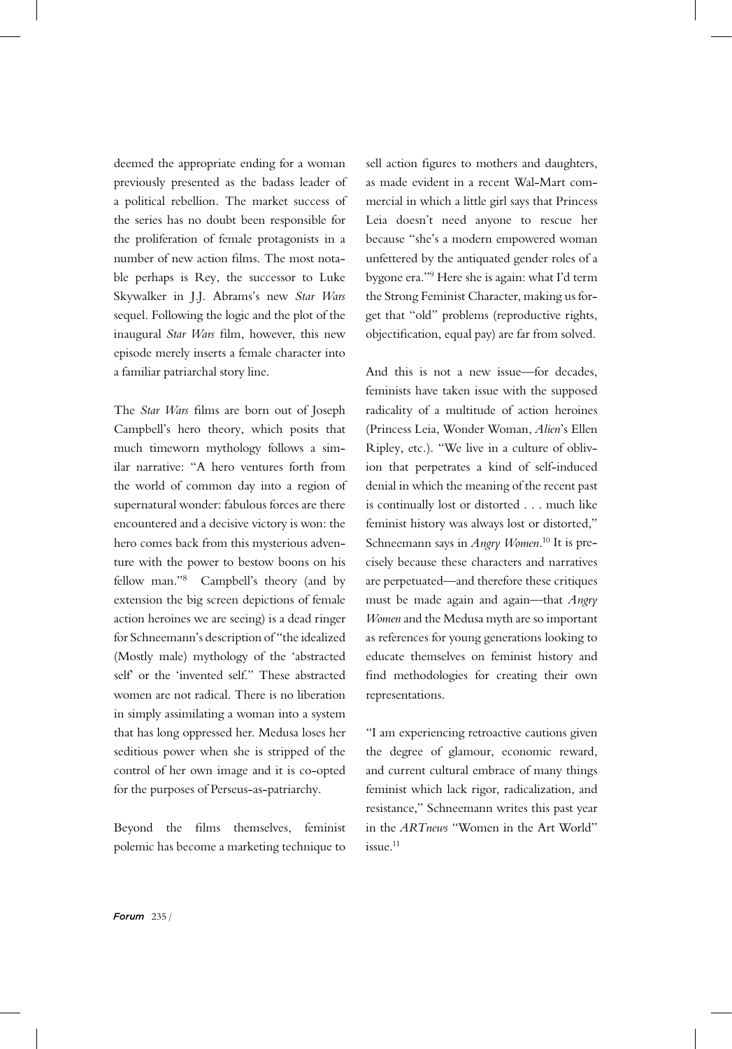deemed the appropriate ending for a woman previously presented as the badass leader of a political rebellion. The market success of the series has no doubt been responsible for the proliferation of female protagonists in a number of new action films. The most notable perhaps is Rey, the successor to Luke Skywalker in J.J. Abrams's new *Star Wars* sequel. Following the logic and the plot of the inaugural *Star Wars* film, however, this new episode merely inserts a female character into a familiar patriarchal story line.

The *Star Wars* films are born out of Joseph Campbell's hero theory, which posits that much timeworn mythology follows a similar narrative: "A hero ventures forth from the world of common day into a region of supernatural wonder: fabulous forces are there encountered and a decisive victory is won: the hero comes back from this mysterious adventure with the power to bestow boons on his fellow man."[8] Campbell's theory (and by extension the big screen depictions of female action heroines we are seeing) is a dead ringer for Schneemann's description of "the idealized (Mostly male) mythology of the 'abstracted self' or the 'invented self.'" These abstracted women are not radical. There is no liberation in simply assimilating a woman into a system that has long oppressed her. Medusa loses her seditious power when she is stripped of the control of her own image and it is co-opted for the purposes of Perseus-as-patriarchy.

Beyond the films themselves, feminist polemic has become a marketing technique to sell action figures to mothers and daughters, as made evident in a recent Wal-Mart commercial in which a little girl says that Princess Leia doesn't need anyone to rescue her because "she's a modern empowered woman unfettered by the antiquated gender roles of a bygone era."[9] Here she is again: what I'd term the Strong Feminist Character, making us forget that "old" problems (reproductive rights, objectification, equal pay) are far from solved.

And this is not a new issue—for decades, feminists have taken issue with the supposed radicality of a multitude of action heroines (Princess Leia, Wonder Woman, *Alien*'s Ellen Ripley, etc.). "We live in a culture of oblivion that perpetrates a kind of self-induced denial in which the meaning of the recent past is continually lost or distorted . . . much like feminist history was always lost or distorted," Schneemann says in *Angry Women*.[10] It is precisely because these characters and narratives are perpetuated—and therefore these critiques must be made again and again—that *Angry Women* and the Medusa myth are so important as references for young generations looking to educate themselves on feminist history and find methodologies for creating their own representations.

"I am experiencing retroactive cautions given the degree of glamour, economic reward, and current cultural embrace of many things feminist which lack rigor, radicalization, and resistance," Schneemann writes this past year in the *ARTnews* "Women in the Art World" issue.[11]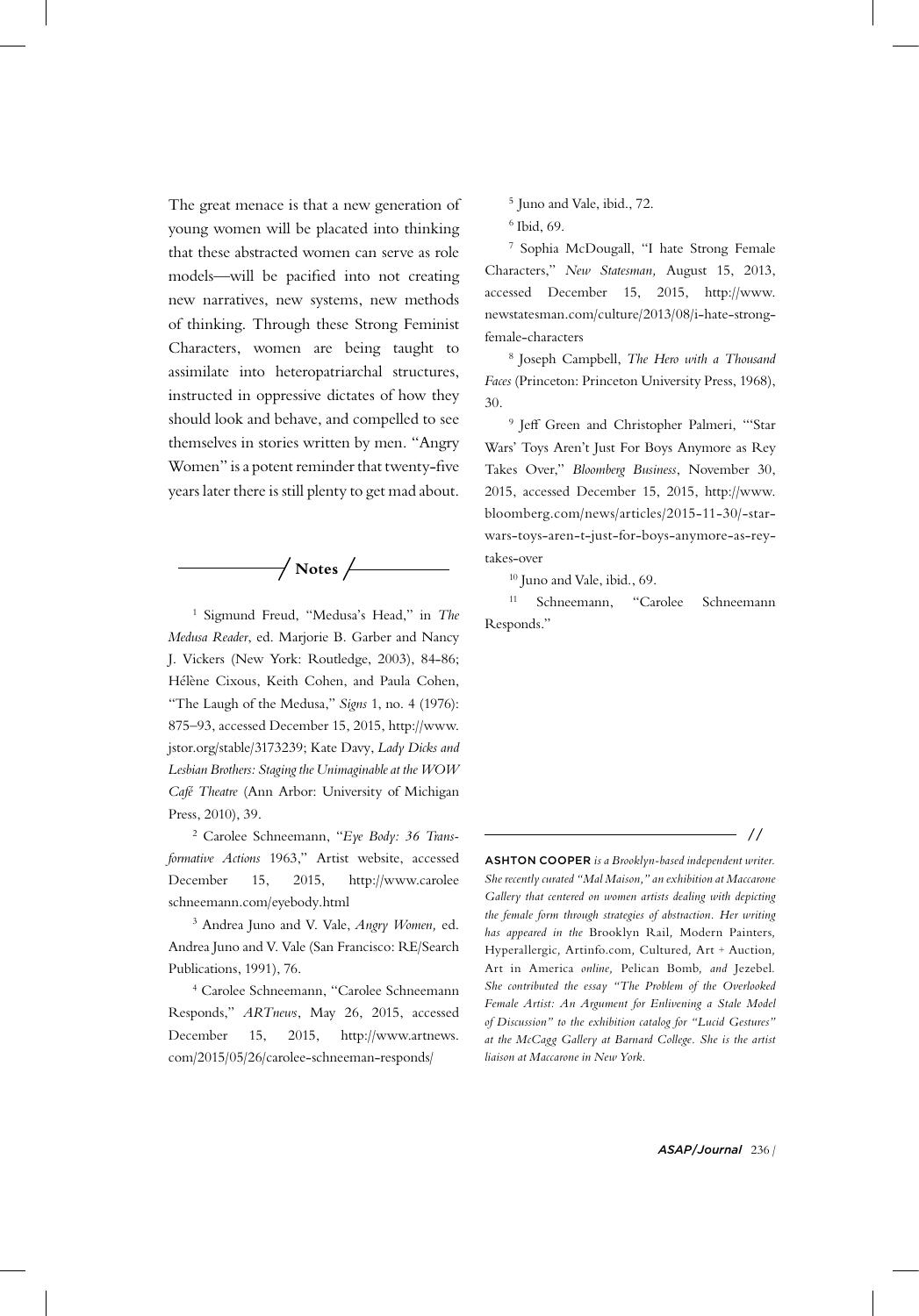The great menace is that a new generation of young women will be placated into thinking that these abstracted women can serve as role models—will be pacified into not creating new narratives, new systems, new methods of thinking. Through these Strong Feminist Characters, women are being taught to assimilate into heteropatriarchal structures, instructed in oppressive dictates of how they should look and behave, and compelled to see themselves in stories written by men. "Angry Women" is a potent reminder that twenty-five years later there is still plenty to get mad about.

## Notes

[1] Sigmund Freud, "Medusa's Head," in *The Medusa Reader*, ed. Marjorie B. Garber and Nancy J. Vickers (New York: Routledge, 2003), 84-86; Hélène Cixous, Keith Cohen, and Paula Cohen, "The Laugh of the Medusa," *Signs* 1, no. 4 (1976): 875–93, accessed December 15, 2015, http://www.jstor.org/stable/3173239; Kate Davy, *Lady Dicks and Lesbian Brothers: Staging the Unimaginable at the WOW Café Theatre* (Ann Arbor: University of Michigan Press, 2010), 39.

[2] Carolee Schneemann, "*Eye Body: 36 Transformative Actions* 1963," Artist website, accessed December 15, 2015, http://www.caroleeschneemann.com/eyebody.html

[3] Andrea Juno and V. Vale, *Angry Women,* ed. Andrea Juno and V. Vale (San Francisco: RE/Search Publications, 1991), 76.

[4] Carolee Schneemann, "Carolee Schneemann Responds," *ARTnews*, May 26, 2015, accessed December 15, 2015, http://www.artnews.com/2015/05/26/carolee-schneeman-responds/

[5] Juno and Vale, ibid., 72.

[6] Ibid, 69.

[7] Sophia McDougall, "I hate Strong Female Characters," *New Statesman,* August 15, 2013, accessed December 15, 2015, http://www.newstatesman.com/culture/2013/08/i-hate-strong-female-characters

[8] Joseph Campbell, *The Hero with a Thousand Faces* (Princeton: Princeton University Press, 1968), 30.

[9] Jeff Green and Christopher Palmeri, "'Star Wars' Toys Aren't Just For Boys Anymore as Rey Takes Over," *Bloomberg Business*, November 30, 2015, accessed December 15, 2015, http://www.bloomberg.com/news/articles/2015-11-30/-star-wars-toys-aren-t-just-for-boys-anymore-as-rey-takes-over

[10] Juno and Vale, ibid., 69.

[11] Schneemann, "Carolee Schneemann Responds."

//

ASHTON COOPER *is a Brooklyn-based independent writer. She recently curated "Mal Maison," an exhibition at Maccarone Gallery that centered on women artists dealing with depicting the female form through strategies of abstraction. Her writing has appeared in the* Brooklyn Rail*,* Modern Painters*,* Hyperallergic*,* Artinfo.com*,* Cultured*,* Art + Auction*,* Art in America *online,* Pelican Bomb*, and* Jezebel*. She contributed the essay "The Problem of the Overlooked Female Artist: An Argument for Enlivening a Stale Model of Discussion" to the exhibition catalog for "Lucid Gestures" at the McCagg Gallery at Barnard College. She is the artist liaison at Maccarone in New York.*